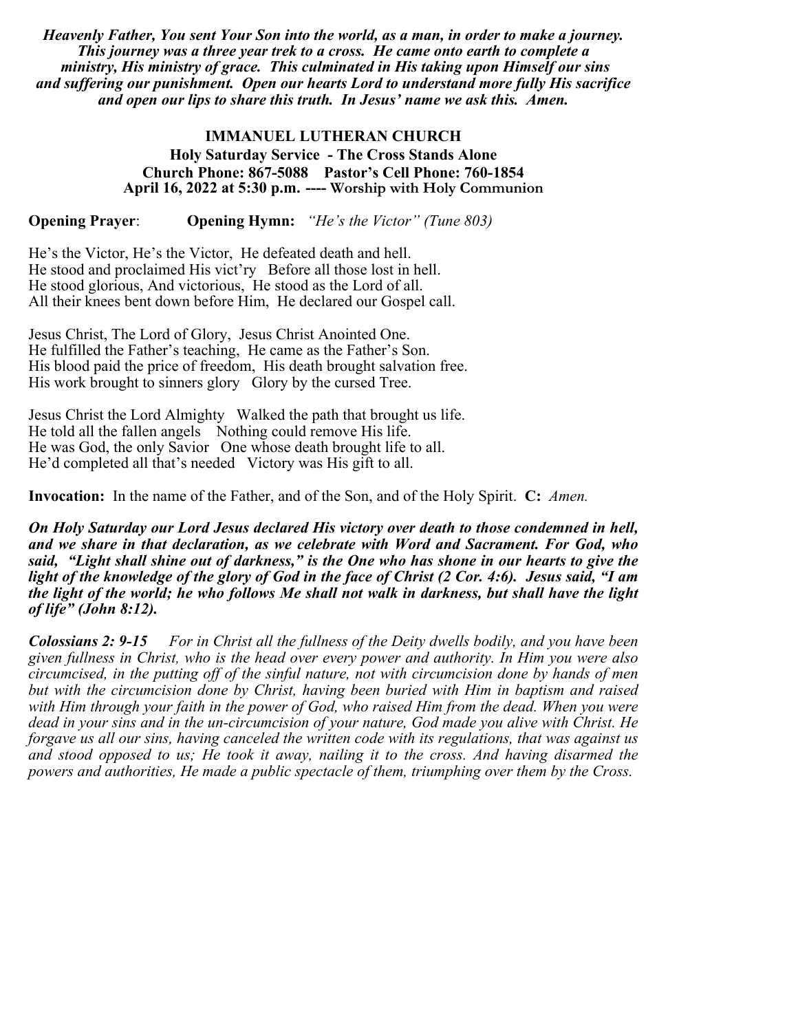***Heavenly Father, You sent Your Son into the world, as a man, in order to make a journey. This journey was a three year trek to a cross. He came onto earth to complete a ministry, His ministry of grace. This culminated in His taking upon Himself our sins and suffering our punishment. Open our hearts Lord to understand more fully His sacrifice and open our lips to share this truth. In Jesus' name we ask this. Amen.***

**IMMANUEL LUTHERAN CHURCH**
**Holy Saturday Service - The Cross Stands Alone**
**Church Phone: 867-5088 Pastor's Cell Phone: 760-1854**
**April 16, 2022 at 5:30 p.m. ---- Worship with Holy Communion**

**Opening Prayer**: **Opening Hymn:** *"He's the Victor" (Tune 803)*

He's the Victor, He's the Victor, He defeated death and hell.
He stood and proclaimed His vict'ry Before all those lost in hell.
He stood glorious, And victorious, He stood as the Lord of all.
All their knees bent down before Him, He declared our Gospel call.

Jesus Christ, The Lord of Glory, Jesus Christ Anointed One.
He fulfilled the Father's teaching, He came as the Father's Son.
His blood paid the price of freedom, His death brought salvation free.
His work brought to sinners glory Glory by the cursed Tree.

Jesus Christ the Lord Almighty Walked the path that brought us life.
He told all the fallen angels Nothing could remove His life.
He was God, the only Savior One whose death brought life to all.
He'd completed all that's needed Victory was His gift to all.

**Invocation:** In the name of the Father, and of the Son, and of the Holy Spirit. **C:** *Amen.*

***On Holy Saturday our Lord Jesus declared His victory over death to those condemned in hell, and we share in that declaration, as we celebrate with Word and Sacrament. For God, who said, "Light shall shine out of darkness," is the One who has shone in our hearts to give the light of the knowledge of the glory of God in the face of Christ (2 Cor. 4:6). Jesus said, "I am the light of the world; he who follows Me shall not walk in darkness, but shall have the light of life" (John 8:12).***

***Colossians 2: 9-15*** *For in Christ all the fullness of the Deity dwells bodily, and you have been given fullness in Christ, who is the head over every power and authority. In Him you were also circumcised, in the putting off of the sinful nature, not with circumcision done by hands of men but with the circumcision done by Christ, having been buried with Him in baptism and raised with Him through your faith in the power of God, who raised Him from the dead. When you were dead in your sins and in the un-circumcision of your nature, God made you alive with Christ. He forgave us all our sins, having canceled the written code with its regulations, that was against us and stood opposed to us; He took it away, nailing it to the cross. And having disarmed the powers and authorities, He made a public spectacle of them, triumphing over them by the Cross.*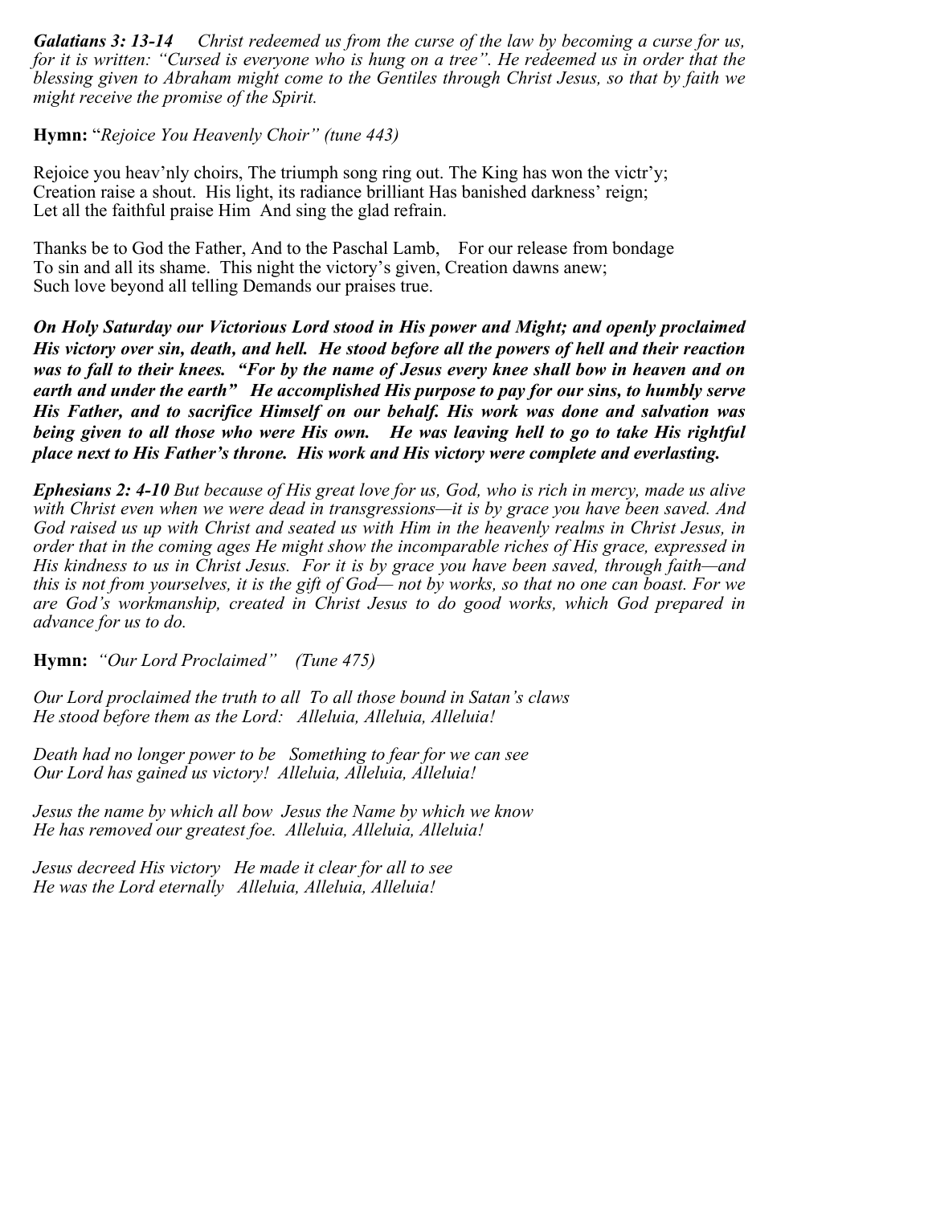***Galatians 3: 13-14*** *Christ redeemed us from the curse of the law by becoming a curse for us, for it is written: "Cursed is everyone who is hung on a tree". He redeemed us in order that the blessing given to Abraham might come to the Gentiles through Christ Jesus, so that by faith we might receive the promise of the Spirit.*

**Hymn:** "*Rejoice You Heavenly Choir" (tune 443)*

Rejoice you heav'nly choirs, The triumph song ring out. The King has won the victr'y;
Creation raise a shout. His light, its radiance brilliant Has banished darkness' reign;
Let all the faithful praise Him And sing the glad refrain.

Thanks be to God the Father, And to the Paschal Lamb, For our release from bondage
To sin and all its shame. This night the victory's given, Creation dawns anew;
Such love beyond all telling Demands our praises true.

***On Holy Saturday our Victorious Lord stood in His power and Might; and openly proclaimed His victory over sin, death, and hell. He stood before all the powers of hell and their reaction was to fall to their knees. "For by the name of Jesus every knee shall bow in heaven and on earth and under the earth" He accomplished His purpose to pay for our sins, to humbly serve His Father, and to sacrifice Himself on our behalf. His work was done and salvation was being given to all those who were His own. He was leaving hell to go to take His rightful place next to His Father's throne. His work and His victory were complete and everlasting.***

***Ephesians 2: 4-10*** *But because of His great love for us, God, who is rich in mercy, made us alive with Christ even when we were dead in transgressions—it is by grace you have been saved. And God raised us up with Christ and seated us with Him in the heavenly realms in Christ Jesus, in order that in the coming ages He might show the incomparable riches of His grace, expressed in His kindness to us in Christ Jesus. For it is by grace you have been saved, through faith—and this is not from yourselves, it is the gift of God— not by works, so that no one can boast. For we are God's workmanship, created in Christ Jesus to do good works, which God prepared in advance for us to do.*

**Hymn:** *"Our Lord Proclaimed" (Tune 475)*

*Our Lord proclaimed the truth to all To all those bound in Satan's claws*
*He stood before them as the Lord: Alleluia, Alleluia, Alleluia!*

*Death had no longer power to be Something to fear for we can see*
*Our Lord has gained us victory! Alleluia, Alleluia, Alleluia!*

*Jesus the name by which all bow Jesus the Name by which we know*
*He has removed our greatest foe. Alleluia, Alleluia, Alleluia!*

*Jesus decreed His victory He made it clear for all to see*
*He was the Lord eternally Alleluia, Alleluia, Alleluia!*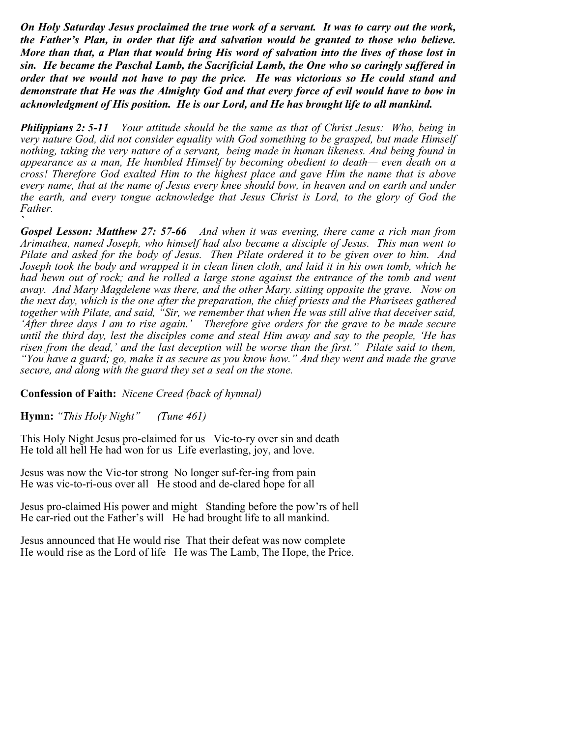***On Holy Saturday Jesus proclaimed the true work of a servant. It was to carry out the work, the Father's Plan, in order that life and salvation would be granted to those who believe. More than that, a Plan that would bring His word of salvation into the lives of those lost in sin. He became the Paschal Lamb, the Sacrificial Lamb, the One who so caringly suffered in order that we would not have to pay the price. He was victorious so He could stand and demonstrate that He was the Almighty God and that every force of evil would have to bow in acknowledgment of His position. He is our Lord, and He has brought life to all mankind.***

***Philippians 2: 5-11*** *Your attitude should be the same as that of Christ Jesus: Who, being in very nature God, did not consider equality with God something to be grasped, but made Himself nothing, taking the very nature of a servant, being made in human likeness. And being found in appearance as a man, He humbled Himself by becoming obedient to death— even death on a cross! Therefore God exalted Him to the highest place and gave Him the name that is above every name, that at the name of Jesus every knee should bow, in heaven and on earth and under the earth, and every tongue acknowledge that Jesus Christ is Lord, to the glory of God the Father.*
`

***Gospel Lesson: Matthew 27: 57-66*** *And when it was evening, there came a rich man from Arimathea, named Joseph, who himself had also became a disciple of Jesus. This man went to Pilate and asked for the body of Jesus. Then Pilate ordered it to be given over to him. And Joseph took the body and wrapped it in clean linen cloth, and laid it in his own tomb, which he had hewn out of rock; and he rolled a large stone against the entrance of the tomb and went away. And Mary Magdelene was there, and the other Mary. sitting opposite the grave. Now on the next day, which is the one after the preparation, the chief priests and the Pharisees gathered together with Pilate, and said, "Sir, we remember that when He was still alive that deceiver said, 'After three days I am to rise again.' Therefore give orders for the grave to be made secure until the third day, lest the disciples come and steal Him away and say to the people, 'He has risen from the dead,' and the last deception will be worse than the first." Pilate said to them, "You have a guard; go, make it as secure as you know how." And they went and made the grave secure, and along with the guard they set a seal on the stone.*

**Confession of Faith:** *Nicene Creed (back of hymnal)*

**Hymn:** *"This Holy Night" (Tune 461)*

This Holy Night Jesus pro-claimed for us Vic-to-ry over sin and death
He told all hell He had won for us Life everlasting, joy, and love.

Jesus was now the Vic-tor strong No longer suf-fer-ing from pain
He was vic-to-ri-ous over all He stood and de-clared hope for all

Jesus pro-claimed His power and might Standing before the pow'rs of hell
He car-ried out the Father's will He had brought life to all mankind.

Jesus announced that He would rise That their defeat was now complete
He would rise as the Lord of life He was The Lamb, The Hope, the Price.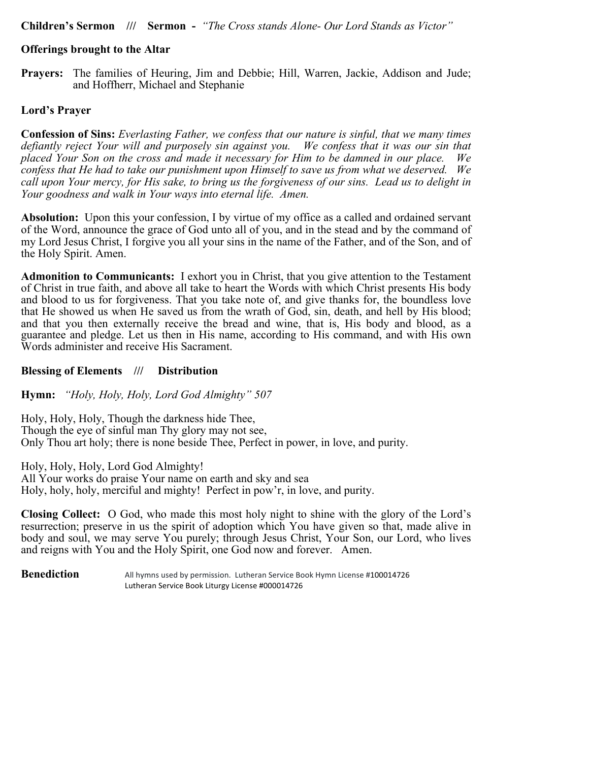**Children's Sermon /// Sermon -** *"The Cross stands Alone- Our Lord Stands as Victor"*

**Offerings brought to the Altar**

**Prayers:** The families of Heuring, Jim and Debbie; Hill, Warren, Jackie, Addison and Jude; and Hoffherr, Michael and Stephanie

**Lord's Prayer**

**Confession of Sins:** *Everlasting Father, we confess that our nature is sinful, that we many times defiantly reject Your will and purposely sin against you. We confess that it was our sin that placed Your Son on the cross and made it necessary for Him to be damned in our place. We confess that He had to take our punishment upon Himself to save us from what we deserved. We call upon Your mercy, for His sake, to bring us the forgiveness of our sins. Lead us to delight in Your goodness and walk in Your ways into eternal life. Amen.*

**Absolution:** Upon this your confession, I by virtue of my office as a called and ordained servant of the Word, announce the grace of God unto all of you, and in the stead and by the command of my Lord Jesus Christ, I forgive you all your sins in the name of the Father, and of the Son, and of the Holy Spirit. Amen.

**Admonition to Communicants:** I exhort you in Christ, that you give attention to the Testament of Christ in true faith, and above all take to heart the Words with which Christ presents His body and blood to us for forgiveness. That you take note of, and give thanks for, the boundless love that He showed us when He saved us from the wrath of God, sin, death, and hell by His blood; and that you then externally receive the bread and wine, that is, His body and blood, as a guarantee and pledge. Let us then in His name, according to His command, and with His own Words administer and receive His Sacrament.

**Blessing of Elements /// Distribution**

**Hymn:** *"Holy, Holy, Holy, Lord God Almighty" 507*

Holy, Holy, Holy, Though the darkness hide Thee,
Though the eye of sinful man Thy glory may not see,
Only Thou art holy; there is none beside Thee, Perfect in power, in love, and purity.

Holy, Holy, Holy, Lord God Almighty!
All Your works do praise Your name on earth and sky and sea
Holy, holy, holy, merciful and mighty! Perfect in pow'r, in love, and purity.

**Closing Collect:** O God, who made this most holy night to shine with the glory of the Lord's resurrection; preserve in us the spirit of adoption which You have given so that, made alive in body and soul, we may serve You purely; through Jesus Christ, Your Son, our Lord, who lives and reigns with You and the Holy Spirit, one God now and forever. Amen.

**Benediction**

All hymns used by permission. Lutheran Service Book Hymn License #100014726
Lutheran Service Book Liturgy License #000014726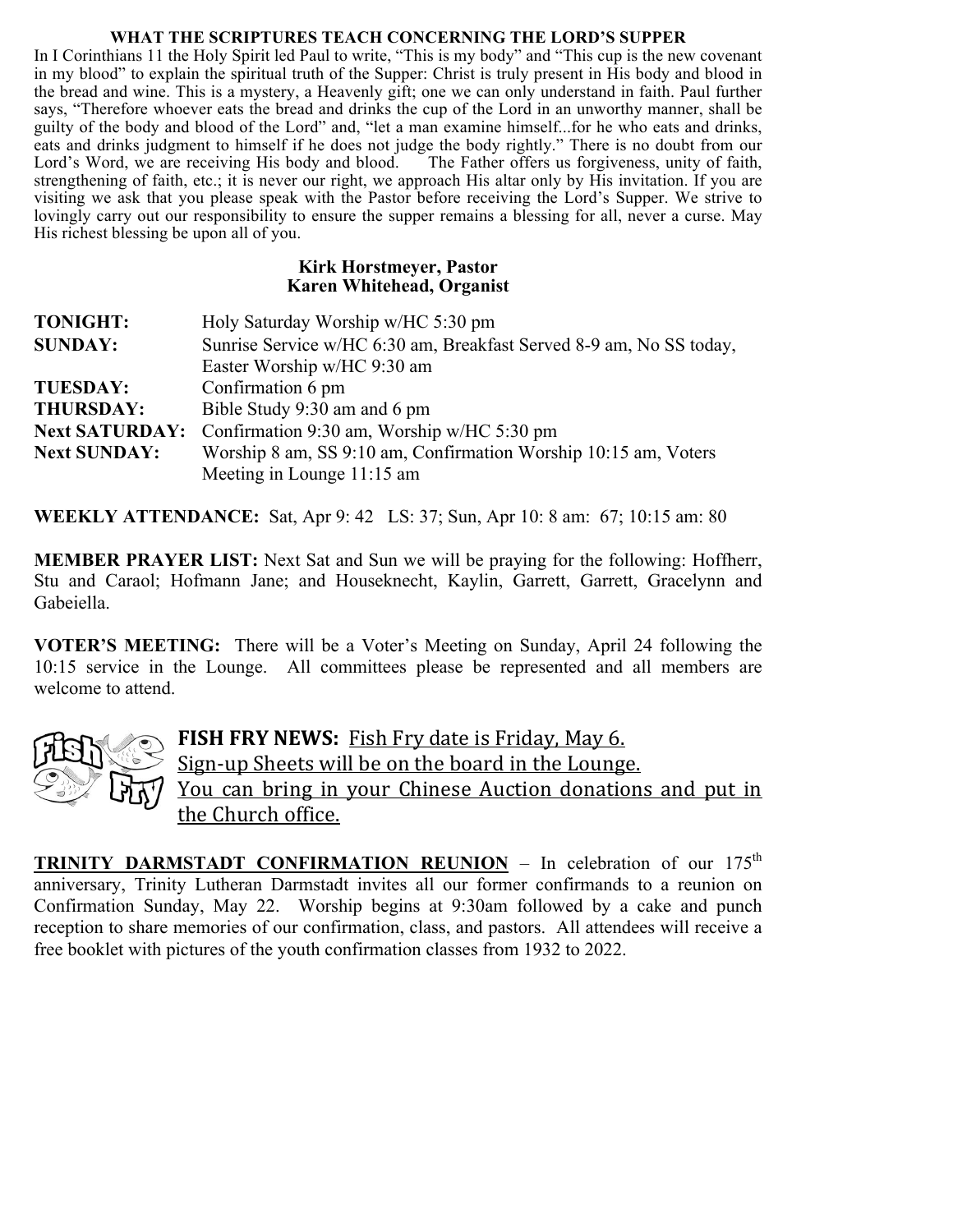## WHAT THE SCRIPTURES TEACH CONCERNING THE LORD'S SUPPER

In I Corinthians 11 the Holy Spirit led Paul to write, "This is my body" and "This cup is the new covenant in my blood" to explain the spiritual truth of the Supper: Christ is truly present in His body and blood in the bread and wine. This is a mystery, a Heavenly gift; one we can only understand in faith. Paul further says, "Therefore whoever eats the bread and drinks the cup of the Lord in an unworthy manner, shall be guilty of the body and blood of the Lord" and, "let a man examine himself...for he who eats and drinks, eats and drinks judgment to himself if he does not judge the body rightly." There is no doubt from our Lord's Word, we are receiving His body and blood. The Father offers us forgiveness, unity of faith, strengthening of faith, etc.; it is never our right, we approach His altar only by His invitation. If you are visiting we ask that you please speak with the Pastor before receiving the Lord's Supper. We strive to lovingly carry out our responsibility to ensure the supper remains a blessing for all, never a curse. May His richest blessing be upon all of you.

**Kirk Horstmeyer, Pastor**
**Karen Whitehead, Organist**

| | |
|---|---|
| **TONIGHT:** | Holy Saturday Worship w/HC 5:30 pm |
| **SUNDAY:** | Sunrise Service w/HC 6:30 am, Breakfast Served 8-9 am, No SS today, Easter Worship w/HC 9:30 am |
| **TUESDAY:** | Confirmation 6 pm |
| **THURSDAY:** | Bible Study 9:30 am and 6 pm |
| **Next SATURDAY:** | Confirmation 9:30 am, Worship w/HC 5:30 pm |
| **Next SUNDAY:** | Worship 8 am, SS 9:10 am, Confirmation Worship 10:15 am, Voters Meeting in Lounge 11:15 am |

**WEEKLY ATTENDANCE:** Sat, Apr 9: 42 LS: 37; Sun, Apr 10: 8 am: 67; 10:15 am: 80

**MEMBER PRAYER LIST:** Next Sat and Sun we will be praying for the following: Hoffherr, Stu and Caraol; Hofmann Jane; and Houseknecht, Kaylin, Garrett, Garrett, Gracelynn and Gabeiella.

**VOTER'S MEETING:** There will be a Voter's Meeting on Sunday, April 24 following the 10:15 service in the Lounge. All committees please be represented and all members are welcome to attend.

**FISH FRY NEWS:** Fish Fry date is Friday, May 6.
Sign-up Sheets will be on the board in the Lounge.
You can bring in your Chinese Auction donations and put in the Church office.

**TRINITY DARMSTADT CONFIRMATION REUNION** – In celebration of our 175th anniversary, Trinity Lutheran Darmstadt invites all our former confirmands to a reunion on Confirmation Sunday, May 22. Worship begins at 9:30am followed by a cake and punch reception to share memories of our confirmation, class, and pastors. All attendees will receive a free booklet with pictures of the youth confirmation classes from 1932 to 2022.